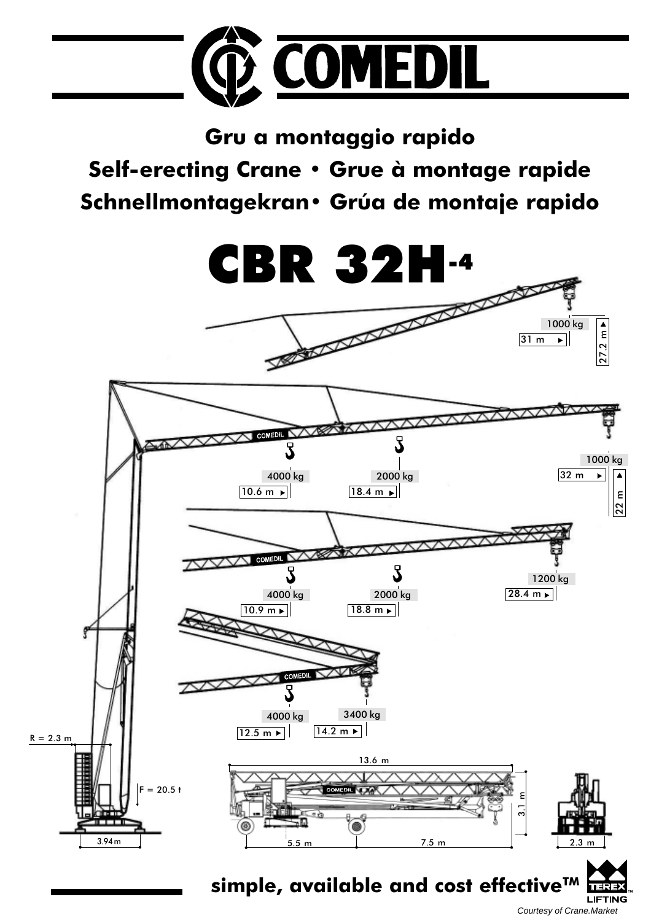# COMEDIL

## Gru a montaggio rapido
## Self-erecting Crane • Grue à montage rapide
## Schnellmontagekran • Grúa de montaje rapido

# CBR 32H-4

1000 kg
31 m
27.2 m

4000 kg
10.6 m
2000 kg
18.4 m
1000 kg
32 m
22 m

4000 kg
10.9 m
2000 kg
18.8 m
1200 kg
28.4 m

4000 kg
12.5 m
3400 kg
14.2 m

R = 2.3 m
F = 20.5 t
3.94 m

13.6 m
3.1 m
5.5 m
7.5 m
2.3 m

**simple, available and cost effective™**

TEREX LIFTING

*Courtesy of Crane.Market*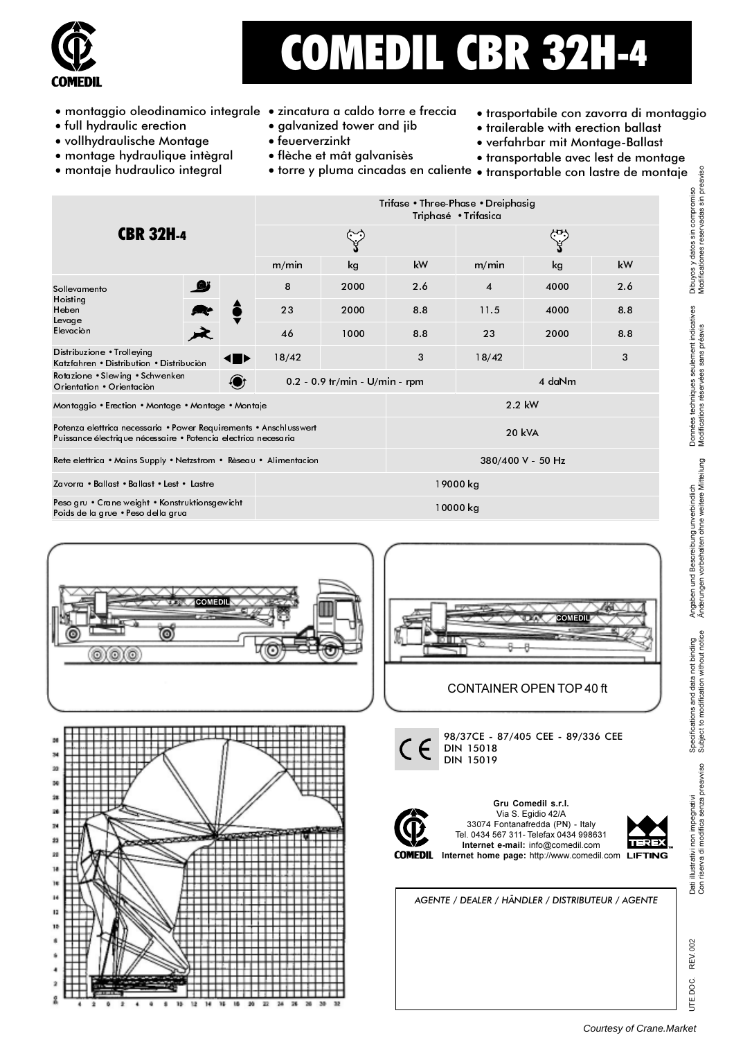# COMEDIL CBR 32H-4

- montaggio oleodinamico integrale
- full hydraulic erection
- vollhydraulische Montage
- montage hydraulique intègral
- montaje hudraulico integral

- zincatura a caldo torre e freccia
- galvanized tower and jib
- feuerverzinkt
- flèche et mât galvanisès
- torre y pluma cincadas en caliente

- trasportabile con zavorra di montaggio
- trailerable with erection ballast
- verfahrbar mit Montage-Ballast
- transportable avec lest de montage
- transportable con lastre de montaje

| CBR 32H-4 | | | Trifase • Three-Phase • Dreiphasig Triphasé • Trifasica | | | | | |
|---|---|---|---|---|---|---|---|---|
| | | | m/min | kg | kW | m/min | kg | kW |
| Sollevamento Hoisting Heben Levage Elevaciòn | | | 8 | 2000 | 2.6 | 4 | 4000 | 2.6 |
| | | | 23 | 2000 | 8.8 | 11.5 | 4000 | 8.8 |
| | | | 46 | 1000 | 8.8 | 23 | 2000 | 8.8 |
| Distribuzione • Trolleying Katzfahren • Distribution • Distribuciòn | | | 18/42 | | 3 | 18/42 | | 3 |
| Rotazione • Slewing • Schwenken Orientation • Orientaciòn | | | 0.2 - 0.9 tr/min - U/min - rpm | | | 4 daNm | | |
| Montaggio • Erection • Montage • Montage • Montaje | | | | | 2.2 kW | | | |
| Potenza elettrica necessaria • Power Requirements • Anschlusswert Puissance électrique nécessaire • Potencia electrica necesaria | | | | | 20 kVA | | | |
| Rete elettrica • Mains Supply • Netzstrom • Rèseau • Alimentacion | | | | | 380/400 V - 50 Hz | | | |
| Zavorra • Ballast • Ballast • Lest • Lastre | | | 19000 kg | | | | | |
| Peso gru • Crane weight • Konstruktionsgewicht Poids de la grue • Peso della grua | | | 10000 kg | | | | | |

COMEDIL

COMEDIL

CONTAINER OPEN TOP 40 ft

98/37CE - 87/405 CEE - 89/336 CEE
DIN 15018
DIN 15019

**Gru Comedil s.r.l.**
Via S. Egidio 42/A
33074 Fontanafredda (PN) - Italy
Tel. 0434 567 311- Telefax 0434 998631
**Internet e-mail:** info@comedil.com
**Internet home page:** http://www.comedil.com

*AGENTE / DEALER / HÄNDLER / DISTRIBUTEUR / AGENTE*

Dibuyos y datos sin compromiso
Modificationes reservadas sin preaviso

Données techniques seulement indicatives
Modifications réservées sans préavis

Angaben und Beschreibung unverbindlich
Änderungen vorbehalten ohne weitere Mitteilung

Specifications and data not binding
Subject to modification without notice

Dati illustrativi non impegnativi
Con riserva di modifica senza preavviso

UTE.DOC. REV. 002

*Courtesy of Crane.Market*